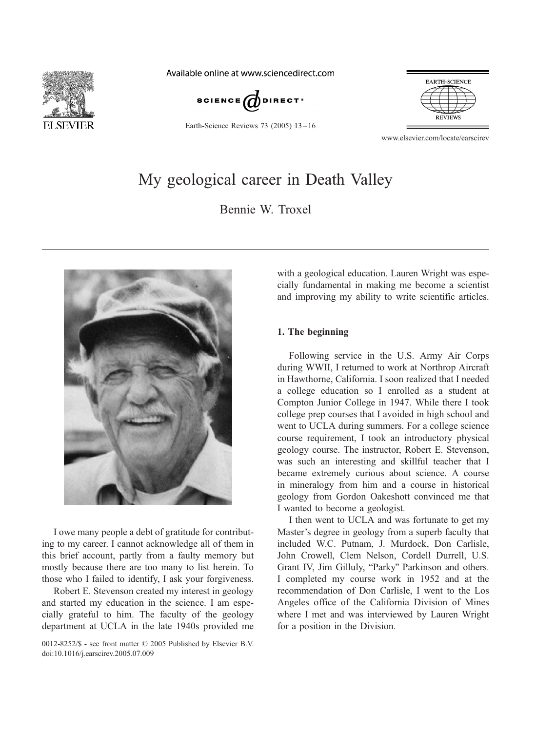# My geological career in Death Valley

Bennie W. Troxel

I owe many people a debt of gratitude for contributing to my career. I cannot acknowledge all of them in this brief account, partly from a faulty memory but mostly because there are too many to list herein. To those who I failed to identify, I ask your forgiveness.

Robert E. Stevenson created my interest in geology and started my education in the science. I am especially grateful to him. The faculty of the geology department at UCLA in the late 1940s provided me with a geological education. Lauren Wright was especially fundamental in making me become a scientist and improving my ability to write scientific articles.

## 1. The beginning

Following service in the U.S. Army Air Corps during WWII, I returned to work at Northrop Aircraft in Hawthorne, California. I soon realized that I needed a college education so I enrolled as a student at Compton Junior College in 1947. While there I took college prep courses that I avoided in high school and went to UCLA during summers. For a college science course requirement, I took an introductory physical geology course. The instructor, Robert E. Stevenson, was such an interesting and skillful teacher that I became extremely curious about science. A course in mineralogy from him and a course in historical geology from Gordon Oakeshott convinced me that I wanted to become a geologist.

I then went to UCLA and was fortunate to get my Master's degree in geology from a superb faculty that included W.C. Putnam, J. Murdock, Don Carlisle, John Crowell, Clem Nelson, Cordell Durrell, U.S. Grant IV, Jim Gilluly, "Parky" Parkinson and others. I completed my course work in 1952 and at the recommendation of Don Carlisle, I went to the Los Angeles office of the California Division of Mines where I met and was interviewed by Lauren Wright for a position in the Division.

0012-8252/\$ - see front matter © 2005 Published by Elsevier B.V.
doi:10.1016/j.earscirev.2005.07.009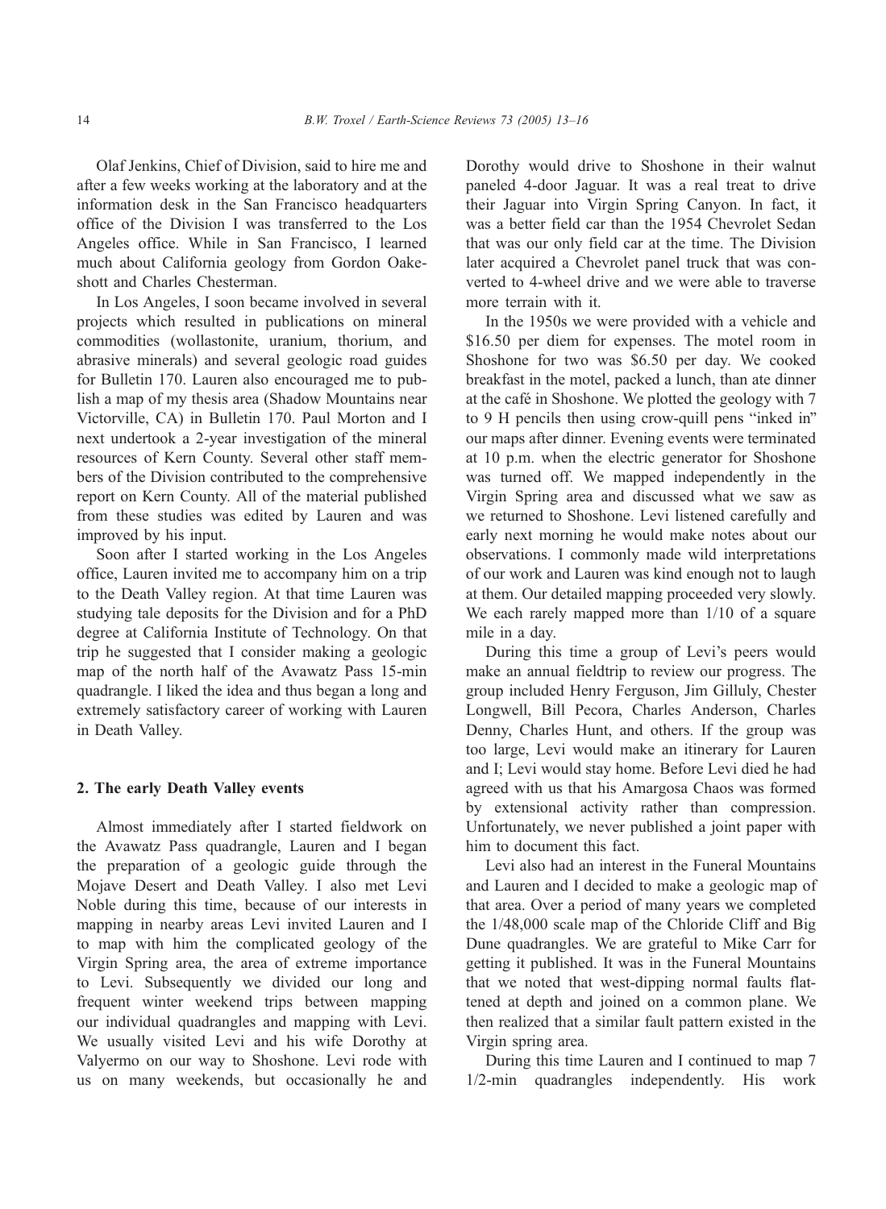Olaf Jenkins, Chief of Division, said to hire me and after a few weeks working at the laboratory and at the information desk in the San Francisco headquarters office of the Division I was transferred to the Los Angeles office. While in San Francisco, I learned much about California geology from Gordon Oakeshott and Charles Chesterman.

In Los Angeles, I soon became involved in several projects which resulted in publications on mineral commodities (wollastonite, uranium, thorium, and abrasive minerals) and several geologic road guides for Bulletin 170. Lauren also encouraged me to publish a map of my thesis area (Shadow Mountains near Victorville, CA) in Bulletin 170. Paul Morton and I next undertook a 2-year investigation of the mineral resources of Kern County. Several other staff members of the Division contributed to the comprehensive report on Kern County. All of the material published from these studies was edited by Lauren and was improved by his input.

Soon after I started working in the Los Angeles office, Lauren invited me to accompany him on a trip to the Death Valley region. At that time Lauren was studying talc deposits for the Division and for a PhD degree at California Institute of Technology. On that trip he suggested that I consider making a geologic map of the north half of the Avawatz Pass 15-min quadrangle. I liked the idea and thus began a long and extremely satisfactory career of working with Lauren in Death Valley.

## 2. The early Death Valley events

Almost immediately after I started fieldwork on the Avawatz Pass quadrangle, Lauren and I began the preparation of a geologic guide through the Mojave Desert and Death Valley. I also met Levi Noble during this time, because of our interests in mapping in nearby areas Levi invited Lauren and I to map with him the complicated geology of the Virgin Spring area, the area of extreme importance to Levi. Subsequently we divided our long and frequent winter weekend trips between mapping our individual quadrangles and mapping with Levi. We usually visited Levi and his wife Dorothy at Valyermo on our way to Shoshone. Levi rode with us on many weekends, but occasionally he and Dorothy would drive to Shoshone in their walnut paneled 4-door Jaguar. It was a real treat to drive their Jaguar into Virgin Spring Canyon. In fact, it was a better field car than the 1954 Chevrolet Sedan that was our only field car at the time. The Division later acquired a Chevrolet panel truck that was converted to 4-wheel drive and we were able to traverse more terrain with it.

In the 1950s we were provided with a vehicle and $16.50 per diem for expenses. The motel room in Shoshone for two was $6.50 per day. We cooked breakfast in the motel, packed a lunch, than ate dinner at the café in Shoshone. We plotted the geology with 7 to 9 H pencils then using crow-quill pens "inked in" our maps after dinner. Evening events were terminated at 10 p.m. when the electric generator for Shoshone was turned off. We mapped independently in the Virgin Spring area and discussed what we saw as we returned to Shoshone. Levi listened carefully and early next morning he would make notes about our observations. I commonly made wild interpretations of our work and Lauren was kind enough not to laugh at them. Our detailed mapping proceeded very slowly. We each rarely mapped more than 1/10 of a square mile in a day.

During this time a group of Levi's peers would make an annual fieldtrip to review our progress. The group included Henry Ferguson, Jim Gilluly, Chester Longwell, Bill Pecora, Charles Anderson, Charles Denny, Charles Hunt, and others. If the group was too large, Levi would make an itinerary for Lauren and I; Levi would stay home. Before Levi died he had agreed with us that his Amargosa Chaos was formed by extensional activity rather than compression. Unfortunately, we never published a joint paper with him to document this fact.

Levi also had an interest in the Funeral Mountains and Lauren and I decided to make a geologic map of that area. Over a period of many years we completed the 1/48,000 scale map of the Chloride Cliff and Big Dune quadrangles. We are grateful to Mike Carr for getting it published. It was in the Funeral Mountains that we noted that west-dipping normal faults flattened at depth and joined on a common plane. We then realized that a similar fault pattern existed in the Virgin spring area.

During this time Lauren and I continued to map 7 1/2-min quadrangles independently. His work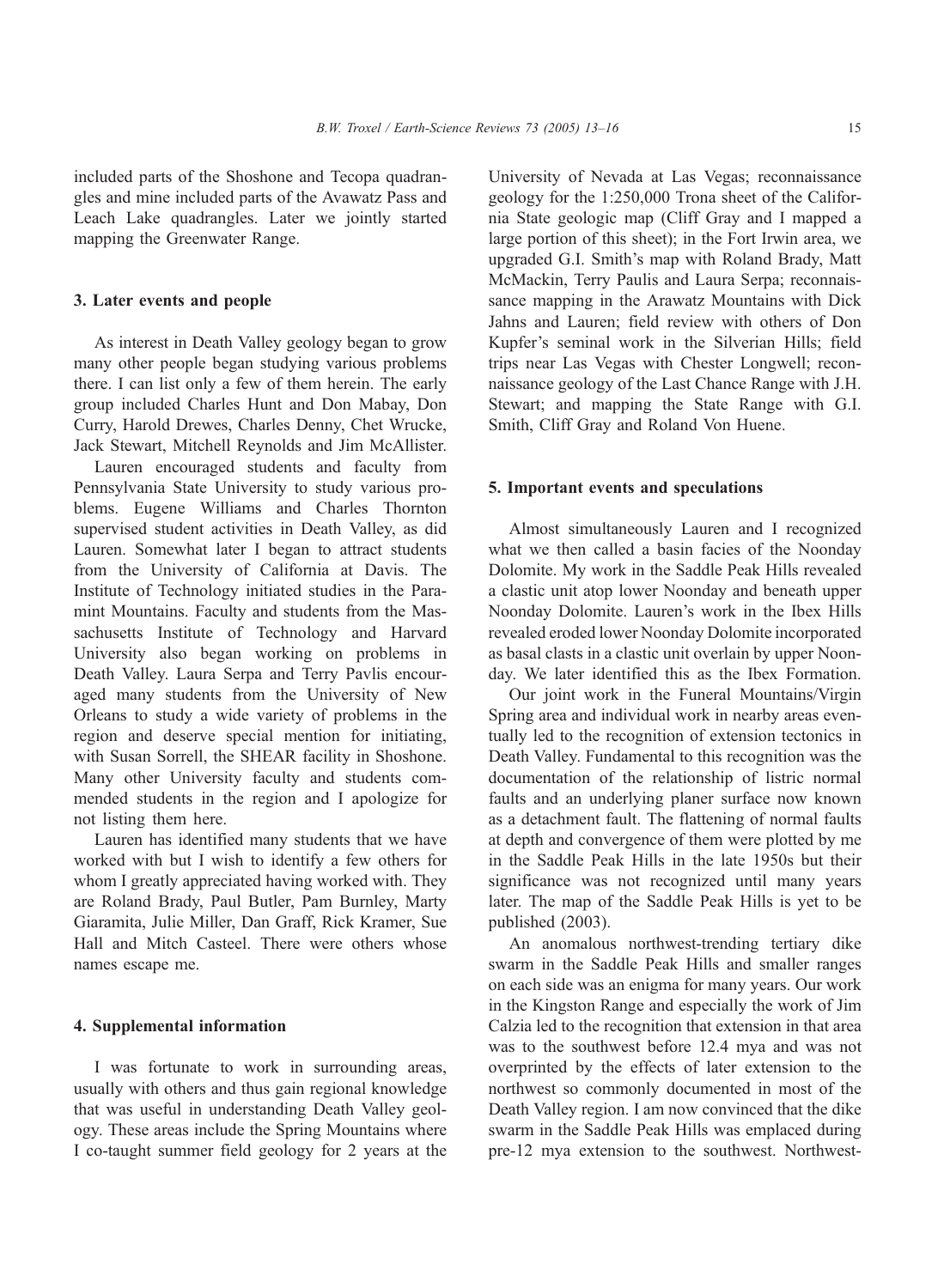included parts of the Shoshone and Tecopa quadrangles and mine included parts of the Avawatz Pass and Leach Lake quadrangles. Later we jointly started mapping the Greenwater Range.

## 3. Later events and people

As interest in Death Valley geology began to grow many other people began studying various problems there. I can list only a few of them herein. The early group included Charles Hunt and Don Mabay, Don Curry, Harold Drewes, Charles Denny, Chet Wrucke, Jack Stewart, Mitchell Reynolds and Jim McAllister.

Lauren encouraged students and faculty from Pennsylvania State University to study various problems. Eugene Williams and Charles Thornton supervised student activities in Death Valley, as did Lauren. Somewhat later I began to attract students from the University of California at Davis. The Institute of Technology initiated studies in the Paramint Mountains. Faculty and students from the Massachusetts Institute of Technology and Harvard University also began working on problems in Death Valley. Laura Serpa and Terry Pavlis encouraged many students from the University of New Orleans to study a wide variety of problems in the region and deserve special mention for initiating, with Susan Sorrell, the SHEAR facility in Shoshone. Many other University faculty and students commended students in the region and I apologize for not listing them here.

Lauren has identified many students that we have worked with but I wish to identify a few others for whom I greatly appreciated having worked with. They are Roland Brady, Paul Butler, Pam Burnley, Marty Giaramita, Julie Miller, Dan Graff, Rick Kramer, Sue Hall and Mitch Casteel. There were others whose names escape me.

## 4. Supplemental information

I was fortunate to work in surrounding areas, usually with others and thus gain regional knowledge that was useful in understanding Death Valley geology. These areas include the Spring Mountains where I co-taught summer field geology for 2 years at the University of Nevada at Las Vegas; reconnaissance geology for the 1:250,000 Trona sheet of the California State geologic map (Cliff Gray and I mapped a large portion of this sheet); in the Fort Irwin area, we upgraded G.I. Smith's map with Roland Brady, Matt McMackin, Terry Paulis and Laura Serpa; reconnaissance mapping in the Arawatz Mountains with Dick Jahns and Lauren; field review with others of Don Kupfer's seminal work in the Silverian Hills; field trips near Las Vegas with Chester Longwell; reconnaissance geology of the Last Chance Range with J.H. Stewart; and mapping the State Range with G.I. Smith, Cliff Gray and Roland Von Huene.

## 5. Important events and speculations

Almost simultaneously Lauren and I recognized what we then called a basin facies of the Noonday Dolomite. My work in the Saddle Peak Hills revealed a clastic unit atop lower Noonday and beneath upper Noonday Dolomite. Lauren's work in the Ibex Hills revealed eroded lower Noonday Dolomite incorporated as basal clasts in a clastic unit overlain by upper Noonday. We later identified this as the Ibex Formation.

Our joint work in the Funeral Mountains/Virgin Spring area and individual work in nearby areas eventually led to the recognition of extension tectonics in Death Valley. Fundamental to this recognition was the documentation of the relationship of listric normal faults and an underlying planer surface now known as a detachment fault. The flattening of normal faults at depth and convergence of them were plotted by me in the Saddle Peak Hills in the late 1950s but their significance was not recognized until many years later. The map of the Saddle Peak Hills is yet to be published (2003).

An anomalous northwest-trending tertiary dike swarm in the Saddle Peak Hills and smaller ranges on each side was an enigma for many years. Our work in the Kingston Range and especially the work of Jim Calzia led to the recognition that extension in that area was to the southwest before 12.4 mya and was not overprinted by the effects of later extension to the northwest so commonly documented in most of the Death Valley region. I am now convinced that the dike swarm in the Saddle Peak Hills was emplaced during pre-12 mya extension to the southwest. Northwest-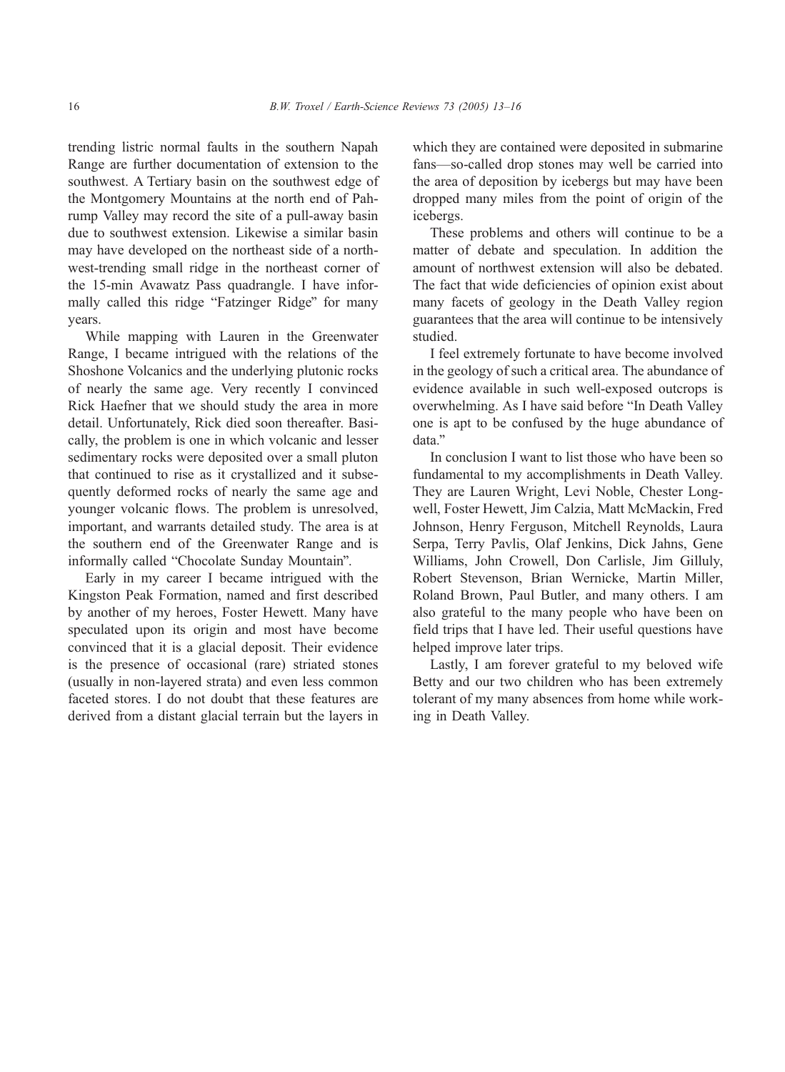trending listric normal faults in the southern Napah Range are further documentation of extension to the southwest. A Tertiary basin on the southwest edge of the Montgomery Mountains at the north end of Pahrump Valley may record the site of a pull-away basin due to southwest extension. Likewise a similar basin may have developed on the northeast side of a northwest-trending small ridge in the northeast corner of the 15-min Avawatz Pass quadrangle. I have informally called this ridge "Fatzinger Ridge" for many years.

While mapping with Lauren in the Greenwater Range, I became intrigued with the relations of the Shoshone Volcanics and the underlying plutonic rocks of nearly the same age. Very recently I convinced Rick Haefner that we should study the area in more detail. Unfortunately, Rick died soon thereafter. Basically, the problem is one in which volcanic and lesser sedimentary rocks were deposited over a small pluton that continued to rise as it crystallized and it subsequently deformed rocks of nearly the same age and younger volcanic flows. The problem is unresolved, important, and warrants detailed study. The area is at the southern end of the Greenwater Range and is informally called "Chocolate Sunday Mountain".

Early in my career I became intrigued with the Kingston Peak Formation, named and first described by another of my heroes, Foster Hewett. Many have speculated upon its origin and most have become convinced that it is a glacial deposit. Their evidence is the presence of occasional (rare) striated stones (usually in non-layered strata) and even less common faceted stores. I do not doubt that these features are derived from a distant glacial terrain but the layers in which they are contained were deposited in submarine fans—so-called drop stones may well be carried into the area of deposition by icebergs but may have been dropped many miles from the point of origin of the icebergs.

These problems and others will continue to be a matter of debate and speculation. In addition the amount of northwest extension will also be debated. The fact that wide deficiencies of opinion exist about many facets of geology in the Death Valley region guarantees that the area will continue to be intensively studied.

I feel extremely fortunate to have become involved in the geology of such a critical area. The abundance of evidence available in such well-exposed outcrops is overwhelming. As I have said before "In Death Valley one is apt to be confused by the huge abundance of data."

In conclusion I want to list those who have been so fundamental to my accomplishments in Death Valley. They are Lauren Wright, Levi Noble, Chester Longwell, Foster Hewett, Jim Calzia, Matt McMackin, Fred Johnson, Henry Ferguson, Mitchell Reynolds, Laura Serpa, Terry Pavlis, Olaf Jenkins, Dick Jahns, Gene Williams, John Crowell, Don Carlisle, Jim Gilluly, Robert Stevenson, Brian Wernicke, Martin Miller, Roland Brown, Paul Butler, and many others. I am also grateful to the many people who have been on field trips that I have led. Their useful questions have helped improve later trips.

Lastly, I am forever grateful to my beloved wife Betty and our two children who has been extremely tolerant of my many absences from home while working in Death Valley.